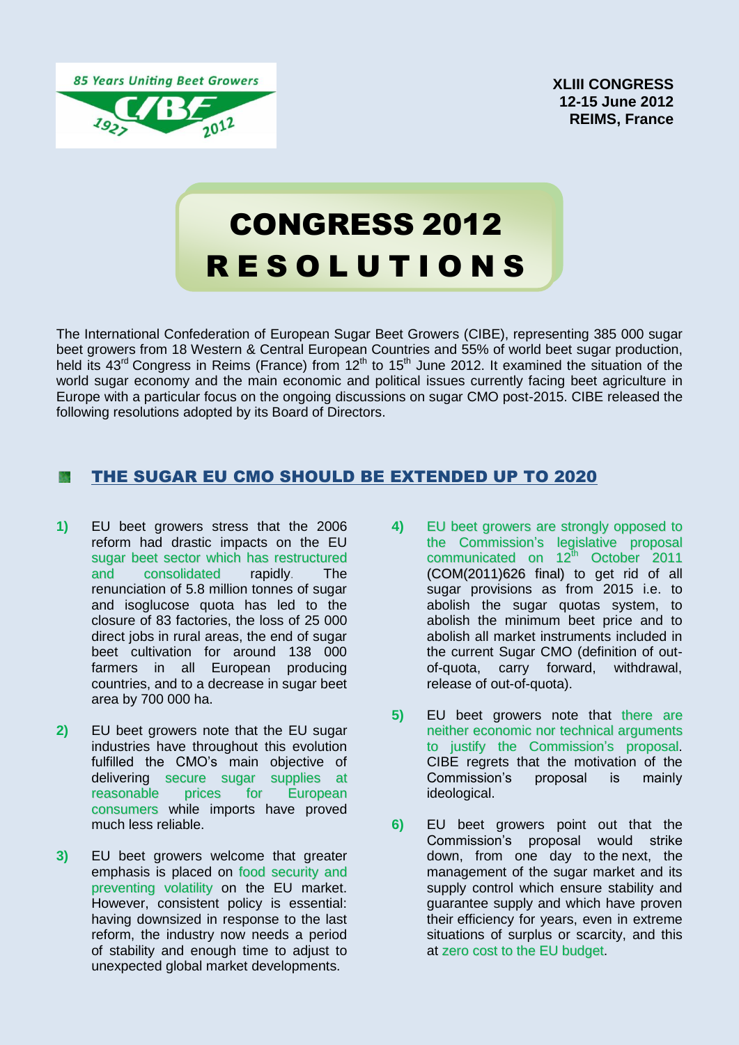85 Years Uniting Beet Growers

CIBE 1927 2012

**XLIII CONGRESS**
**12-15 June 2012**
**REIMS, France**

# CONGRESS 2012 RESOLUTIONS

The International Confederation of European Sugar Beet Growers (CIBE), representing 385 000 sugar beet growers from 18 Western & Central European Countries and 55% of world beet sugar production, held its 43rd Congress in Reims (France) from 12th to 15th June 2012. It examined the situation of the world sugar economy and the main economic and political issues currently facing beet agriculture in Europe with a particular focus on the ongoing discussions on sugar CMO post-2015. CIBE released the following resolutions adopted by its Board of Directors.

## THE SUGAR EU CMO SHOULD BE EXTENDED UP TO 2020

**1)** EU beet growers stress that the 2006 reform had drastic impacts on the EU sugar beet sector which has restructured and consolidated rapidly. The renunciation of 5.8 million tonnes of sugar and isoglucose quota has led to the closure of 83 factories, the loss of 25 000 direct jobs in rural areas, the end of sugar beet cultivation for around 138 000 farmers in all European producing countries, and to a decrease in sugar beet area by 700 000 ha.

**2)** EU beet growers note that the EU sugar industries have throughout this evolution fulfilled the CMO's main objective of delivering secure sugar supplies at reasonable prices for European consumers while imports have proved much less reliable.

**3)** EU beet growers welcome that greater emphasis is placed on food security and preventing volatility on the EU market. However, consistent policy is essential: having downsized in response to the last reform, the industry now needs a period of stability and enough time to adjust to unexpected global market developments.

**4)** EU beet growers are strongly opposed to the Commission's legislative proposal communicated on 12th October 2011 (COM(2011)626 final) to get rid of all sugar provisions as from 2015 i.e. to abolish the sugar quotas system, to abolish the minimum beet price and to abolish all market instruments included in the current Sugar CMO (definition of out-of-quota, carry forward, withdrawal, release of out-of-quota).

**5)** EU beet growers note that there are neither economic nor technical arguments to justify the Commission's proposal. CIBE regrets that the motivation of the Commission's proposal is mainly ideological.

**6)** EU beet growers point out that the Commission's proposal would strike down, from one day to the next, the management of the sugar market and its supply control which ensure stability and guarantee supply and which have proven their efficiency for years, even in extreme situations of surplus or scarcity, and this at zero cost to the EU budget.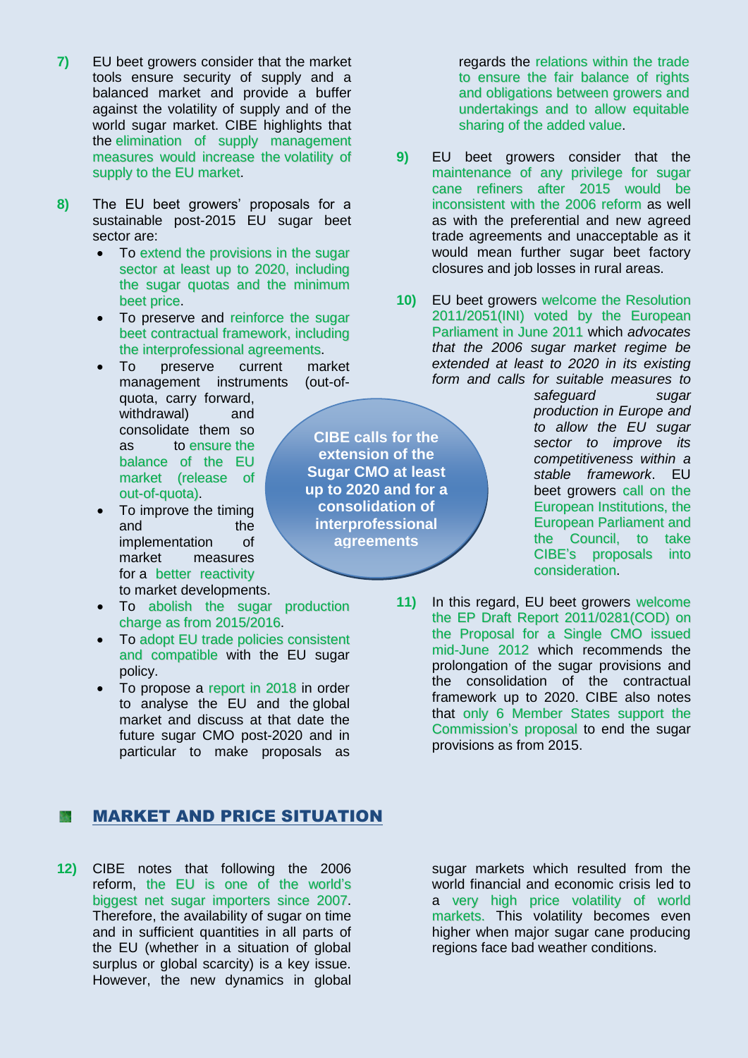7) EU beet growers consider that the market tools ensure security of supply and a balanced market and provide a buffer against the volatility of supply and of the world sugar market. CIBE highlights that the elimination of supply management measures would increase the volatility of supply to the EU market.

8) The EU beet growers' proposals for a sustainable post-2015 EU sugar beet sector are:

- To extend the provisions in the sugar sector at least up to 2020, including the sugar quotas and the minimum beet price.
- To preserve and reinforce the sugar beet contractual framework, including the interprofessional agreements.
- To preserve current market management instruments (out-of-quota, carry forward, withdrawal) and consolidate them so as to ensure the balance of the EU market (release of out-of-quota).
- To improve the timing and the implementation of market measures for a better reactivity to market developments.
- To abolish the sugar production charge as from 2015/2016.
- To adopt EU trade policies consistent and compatible with the EU sugar policy.
- To propose a report in 2018 in order to analyse the EU and the global market and discuss at that date the future sugar CMO post-2020 and in particular to make proposals as regards the relations within the trade to ensure the fair balance of rights and obligations between growers and undertakings and to allow equitable sharing of the added value.

**CIBE calls for the extension of the Sugar CMO at least up to 2020 and for a consolidation of interprofessional agreements**

9) EU beet growers consider that the maintenance of any privilege for sugar cane refiners after 2015 would be inconsistent with the 2006 reform as well as with the preferential and new agreed trade agreements and unacceptable as it would mean further sugar beet factory closures and job losses in rural areas.

10) EU beet growers welcome the Resolution 2011/2051(INI) voted by the European Parliament in June 2011 which *advocates that the 2006 sugar market regime be extended at least to 2020 in its existing form and calls for suitable measures to safeguard sugar production in Europe and to allow the EU sugar sector to improve its competitiveness within a stable framework*. EU beet growers call on the European Institutions, the European Parliament and the Council, to take CIBE's proposals into consideration.

11) In this regard, EU beet growers welcome the EP Draft Report 2011/0281(COD) on the Proposal for a Single CMO issued mid-June 2012 which recommends the prolongation of the sugar provisions and the consolidation of the contractual framework up to 2020. CIBE also notes that only 6 Member States support the Commission's proposal to end the sugar provisions as from 2015.

## MARKET AND PRICE SITUATION

12) CIBE notes that following the 2006 reform, the EU is one of the world's biggest net sugar importers since 2007. Therefore, the availability of sugar on time and in sufficient quantities in all parts of the EU (whether in a situation of global surplus or global scarcity) is a key issue. However, the new dynamics in global sugar markets which resulted from the world financial and economic crisis led to a very high price volatility of world markets. This volatility becomes even higher when major sugar cane producing regions face bad weather conditions.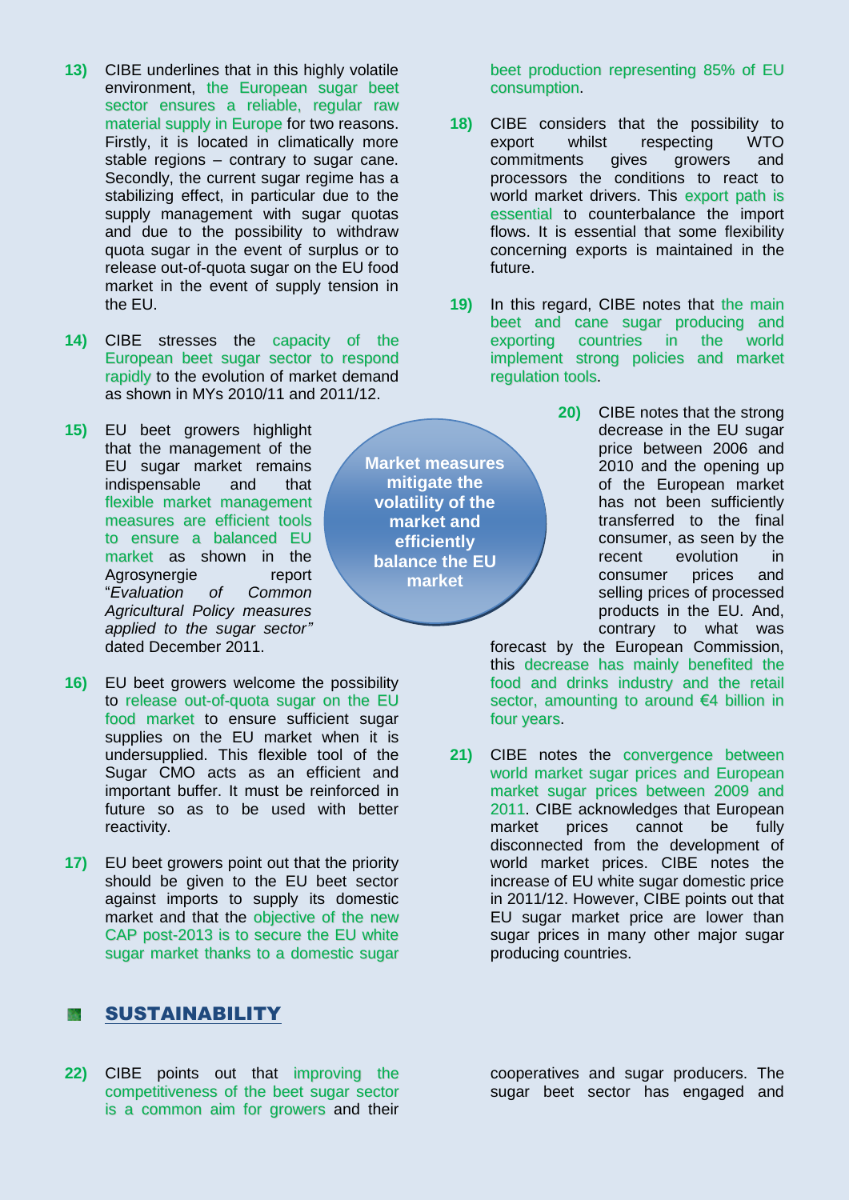13) CIBE underlines that in this highly volatile environment, the European sugar beet sector ensures a reliable, regular raw material supply in Europe for two reasons. Firstly, it is located in climatically more stable regions – contrary to sugar cane. Secondly, the current sugar regime has a stabilizing effect, in particular due to the supply management with sugar quotas and due to the possibility to withdraw quota sugar in the event of surplus or to release out-of-quota sugar on the EU food market in the event of supply tension in the EU.

14) CIBE stresses the capacity of the European beet sugar sector to respond rapidly to the evolution of market demand as shown in MYs 2010/11 and 2011/12.

15) EU beet growers highlight that the management of the EU sugar market remains indispensable and that flexible market management measures are efficient tools to ensure a balanced EU market as shown in the Agrosynergie report "*Evaluation of Common Agricultural Policy measures applied to the sugar sector"* dated December 2011.

**Market measures mitigate the volatility of the market and efficiently balance the EU market**

16) EU beet growers welcome the possibility to release out-of-quota sugar on the EU food market to ensure sufficient sugar supplies on the EU market when it is undersupplied. This flexible tool of the Sugar CMO acts as an efficient and important buffer. It must be reinforced in future so as to be used with better reactivity.

17) EU beet growers point out that the priority should be given to the EU beet sector against imports to supply its domestic market and that the objective of the new CAP post-2013 is to secure the EU white sugar market thanks to a domestic sugar beet production representing 85% of EU consumption.

18) CIBE considers that the possibility to export whilst respecting WTO commitments gives growers and processors the conditions to react to world market drivers. This export path is essential to counterbalance the import flows. It is essential that some flexibility concerning exports is maintained in the future.

19) In this regard, CIBE notes that the main beet and cane sugar producing and exporting countries in the world implement strong policies and market regulation tools.

20) CIBE notes that the strong decrease in the EU sugar price between 2006 and 2010 and the opening up of the European market has not been sufficiently transferred to the final consumer, as seen by the recent evolution in consumer prices and selling prices of processed products in the EU. And, contrary to what was forecast by the European Commission, this decrease has mainly benefited the food and drinks industry and the retail sector, amounting to around €4 billion in four years.

21) CIBE notes the convergence between world market sugar prices and European market sugar prices between 2009 and 2011. CIBE acknowledges that European market prices cannot be fully disconnected from the development of world market prices. CIBE notes the increase of EU white sugar domestic price in 2011/12. However, CIBE points out that EU sugar market price are lower than sugar prices in many other major sugar producing countries.

## SUSTAINABILITY

22) CIBE points out that improving the competitiveness of the beet sugar sector is a common aim for growers and their cooperatives and sugar producers. The sugar beet sector has engaged and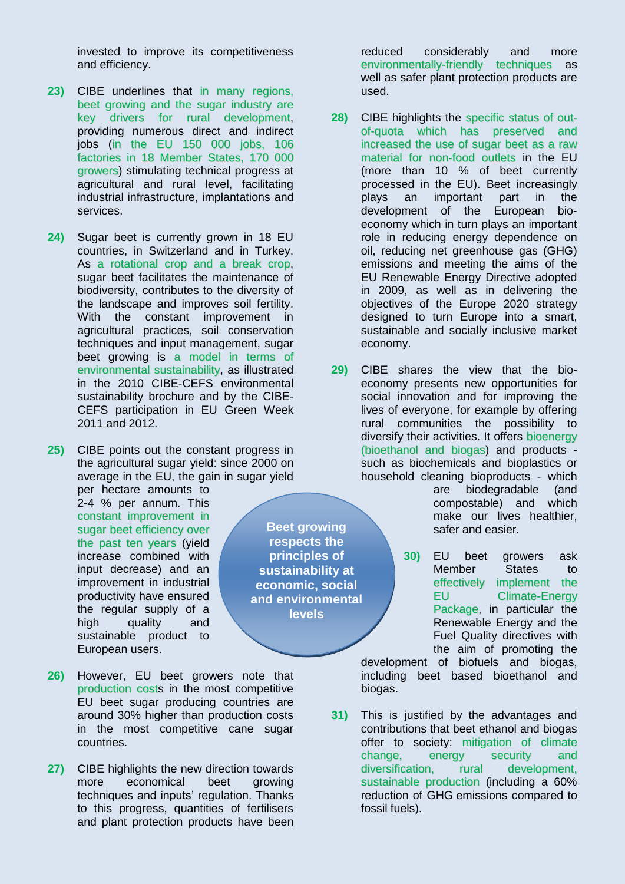invested to improve its competitiveness and efficiency.

**23)** CIBE underlines that in many regions, beet growing and the sugar industry are key drivers for rural development, providing numerous direct and indirect jobs (in the EU 150 000 jobs, 106 factories in 18 Member States, 170 000 growers) stimulating technical progress at agricultural and rural level, facilitating industrial infrastructure, implantations and services.

**24)** Sugar beet is currently grown in 18 EU countries, in Switzerland and in Turkey. As a rotational crop and a break crop, sugar beet facilitates the maintenance of biodiversity, contributes to the diversity of the landscape and improves soil fertility. With the constant improvement in agricultural practices, soil conservation techniques and input management, sugar beet growing is a model in terms of environmental sustainability, as illustrated in the 2010 CIBE-CEFS environmental sustainability brochure and by the CIBE-CEFS participation in EU Green Week 2011 and 2012.

**25)** CIBE points out the constant progress in the agricultural sugar yield: since 2000 on average in the EU, the gain in sugar yield per hectare amounts to 2-4 % per annum. This constant improvement in sugar beet efficiency over the past ten years (yield increase combined with input decrease) and an improvement in industrial productivity have ensured the regular supply of a high quality and sustainable product to European users.

**Beet growing respects the principles of sustainability at economic, social and environmental levels**

**26)** However, EU beet growers note that production costs in the most competitive EU beet sugar producing countries are around 30% higher than production costs in the most competitive cane sugar countries.

**27)** CIBE highlights the new direction towards more economical beet growing techniques and inputs' regulation. Thanks to this progress, quantities of fertilisers and plant protection products have been reduced considerably and more environmentally-friendly techniques as well as safer plant protection products are used.

**28)** CIBE highlights the specific status of out-of-quota which has preserved and increased the use of sugar beet as a raw material for non-food outlets in the EU (more than 10 % of beet currently processed in the EU). Beet increasingly plays an important part in the development of the European bio-economy which in turn plays an important role in reducing energy dependence on oil, reducing net greenhouse gas (GHG) emissions and meeting the aims of the EU Renewable Energy Directive adopted in 2009, as well as in delivering the objectives of the Europe 2020 strategy designed to turn Europe into a smart, sustainable and socially inclusive market economy.

**29)** CIBE shares the view that the bio-economy presents new opportunities for social innovation and for improving the lives of everyone, for example by offering rural communities the possibility to diversify their activities. It offers bioenergy (bioethanol and biogas) and products - such as biochemicals and bioplastics or household cleaning bioproducts - which are biodegradable (and compostable) and which make our lives healthier, safer and easier.

**30)** EU beet growers ask Member States to effectively implement the EU Climate-Energy Package, in particular the Renewable Energy and the Fuel Quality directives with the aim of promoting the development of biofuels and biogas, including beet based bioethanol and biogas.

**31)** This is justified by the advantages and contributions that beet ethanol and biogas offer to society: mitigation of climate change, energy security and diversification, rural development, sustainable production (including a 60% reduction of GHG emissions compared to fossil fuels).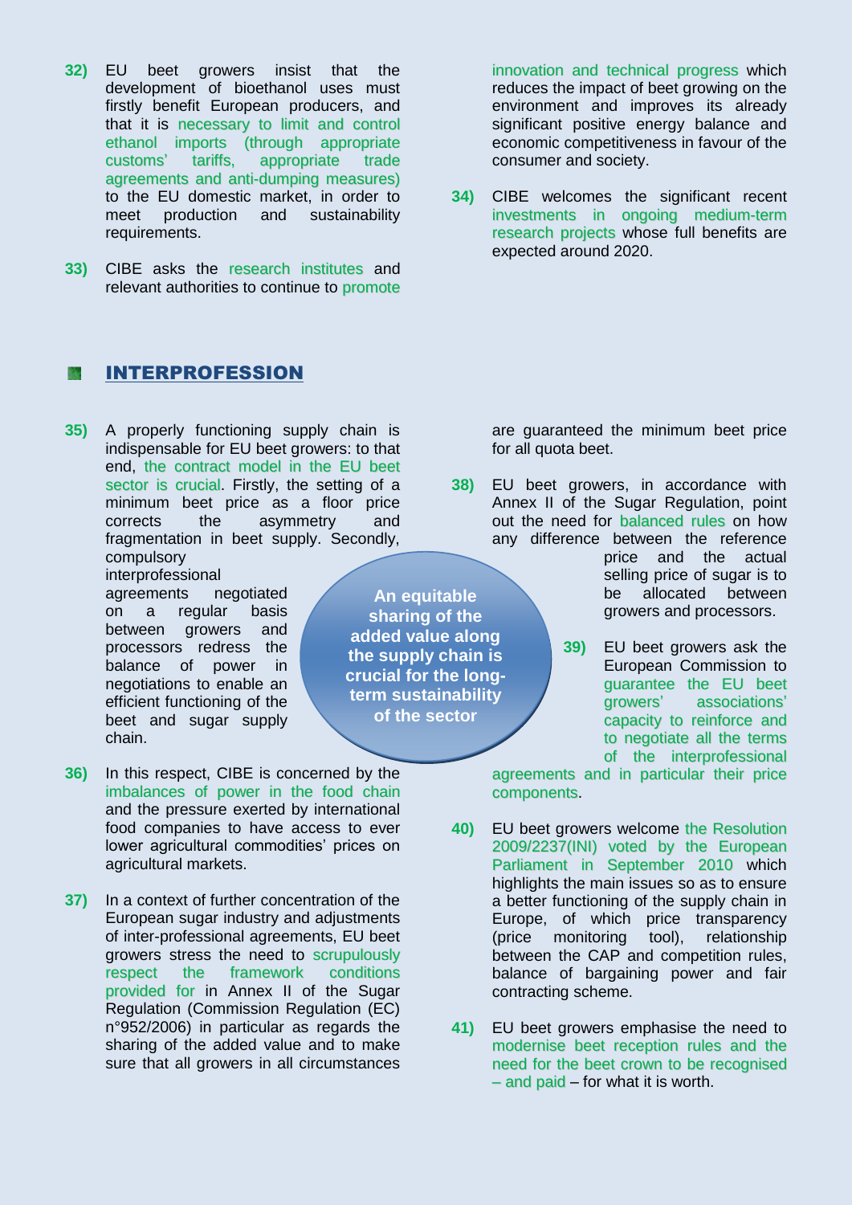**32)** EU beet growers insist that the development of bioethanol uses must firstly benefit European producers, and that it is necessary to limit and control ethanol imports (through appropriate customs' tariffs, appropriate trade agreements and anti-dumping measures) to the EU domestic market, in order to meet production and sustainability requirements.

**33)** CIBE asks the research institutes and relevant authorities to continue to promote innovation and technical progress which reduces the impact of beet growing on the environment and improves its already significant positive energy balance and economic competitiveness in favour of the consumer and society.

**34)** CIBE welcomes the significant recent investments in ongoing medium-term research projects whose full benefits are expected around 2020.

## INTERPROFESSION

**35)** A properly functioning supply chain is indispensable for EU beet growers: to that end, the contract model in the EU beet sector is crucial. Firstly, the setting of a minimum beet price as a floor price corrects the asymmetry and fragmentation in beet supply. Secondly, compulsory interprofessional agreements negotiated on a regular basis between growers and processors redress the balance of power in negotiations to enable an efficient functioning of the beet and sugar supply chain.

**An equitable sharing of the added value along the supply chain is crucial for the long-term sustainability of the sector**

**36)** In this respect, CIBE is concerned by the imbalances of power in the food chain and the pressure exerted by international food companies to have access to ever lower agricultural commodities' prices on agricultural markets.

**37)** In a context of further concentration of the European sugar industry and adjustments of inter-professional agreements, EU beet growers stress the need to scrupulously respect the framework conditions provided for in Annex II of the Sugar Regulation (Commission Regulation (EC) n°952/2006) in particular as regards the sharing of the added value and to make sure that all growers in all circumstances are guaranteed the minimum beet price for all quota beet.

**38)** EU beet growers, in accordance with Annex II of the Sugar Regulation, point out the need for balanced rules on how any difference between the reference price and the actual selling price of sugar is to be allocated between growers and processors.

**39)** EU beet growers ask the European Commission to guarantee the EU beet growers' associations' capacity to reinforce and to negotiate all the terms of the interprofessional agreements and in particular their price components.

**40)** EU beet growers welcome the Resolution 2009/2237(INI) voted by the European Parliament in September 2010 which highlights the main issues so as to ensure a better functioning of the supply chain in Europe, of which price transparency (price monitoring tool), relationship between the CAP and competition rules, balance of bargaining power and fair contracting scheme.

**41)** EU beet growers emphasise the need to modernise beet reception rules and the need for the beet crown to be recognised – and paid – for what it is worth.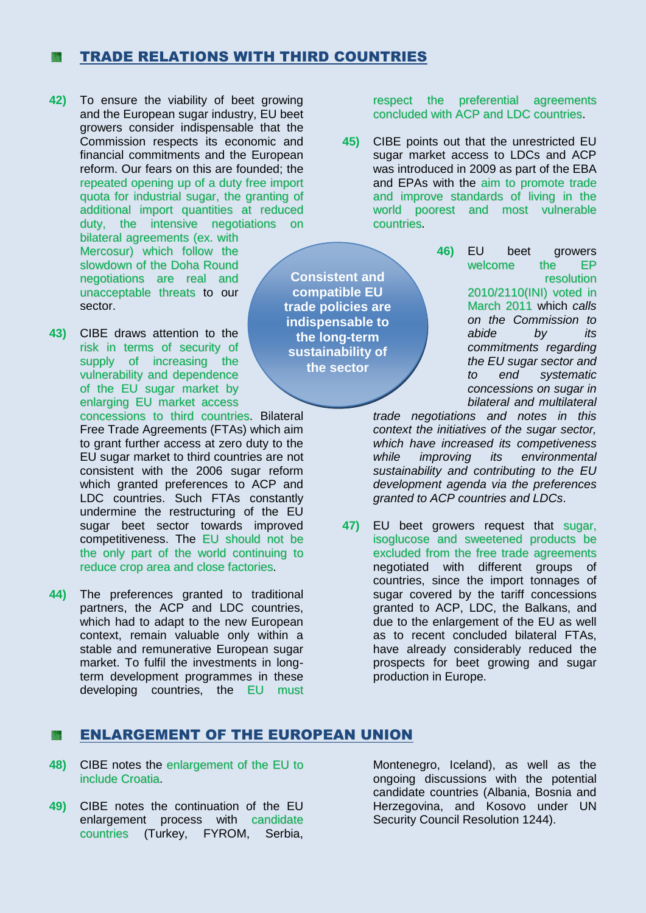## TRADE RELATIONS WITH THIRD COUNTRIES

**42)** To ensure the viability of beet growing and the European sugar industry, EU beet growers consider indispensable that the Commission respects its economic and financial commitments and the European reform. Our fears on this are founded; the repeated opening up of a duty free import quota for industrial sugar, the granting of additional import quantities at reduced duty, the intensive negotiations on bilateral agreements (ex. with Mercosur) which follow the slowdown of the Doha Round negotiations are real and unacceptable threats to our sector.

**43)** CIBE draws attention to the risk in terms of security of supply of increasing the vulnerability and dependence of the EU sugar market by enlarging EU market access concessions to third countries. Bilateral Free Trade Agreements (FTAs) which aim to grant further access at zero duty to the EU sugar market to third countries are not consistent with the 2006 sugar reform which granted preferences to ACP and LDC countries. Such FTAs constantly undermine the restructuring of the EU sugar beet sector towards improved competitiveness. The EU should not be the only part of the world continuing to reduce crop area and close factories.

**44)** The preferences granted to traditional partners, the ACP and LDC countries, which had to adapt to the new European context, remain valuable only within a stable and remunerative European sugar market. To fulfil the investments in long-term development programmes in these developing countries, the EU must respect the preferential agreements concluded with ACP and LDC countries.

**Consistent and compatible EU trade policies are indispensable to the long-term sustainability of the sector**

**45)** CIBE points out that the unrestricted EU sugar market access to LDCs and ACP was introduced in 2009 as part of the EBA and EPAs with the aim to promote trade and improve standards of living in the world poorest and most vulnerable countries.

**46)** EU beet growers welcome the EP resolution 2010/2110(INI) voted in March 2011 which *calls on the Commission to abide by its commitments regarding the EU sugar sector and to end systematic concessions on sugar in bilateral and multilateral trade negotiations and notes in this context the initiatives of the sugar sector, which have increased its competiveness while improving its environmental sustainability and contributing to the EU development agenda via the preferences granted to ACP countries and LDCs*.

**47)** EU beet growers request that sugar, isoglucose and sweetened products be excluded from the free trade agreements negotiated with different groups of countries, since the import tonnages of sugar covered by the tariff concessions granted to ACP, LDC, the Balkans, and due to the enlargement of the EU as well as to recent concluded bilateral FTAs, have already considerably reduced the prospects for beet growing and sugar production in Europe.

## ENLARGEMENT OF THE EUROPEAN UNION

**48)** CIBE notes the enlargement of the EU to include Croatia.

**49)** CIBE notes the continuation of the EU enlargement process with candidate countries (Turkey, FYROM, Serbia, Montenegro, Iceland), as well as the ongoing discussions with the potential candidate countries (Albania, Bosnia and Herzegovina, and Kosovo under UN Security Council Resolution 1244).